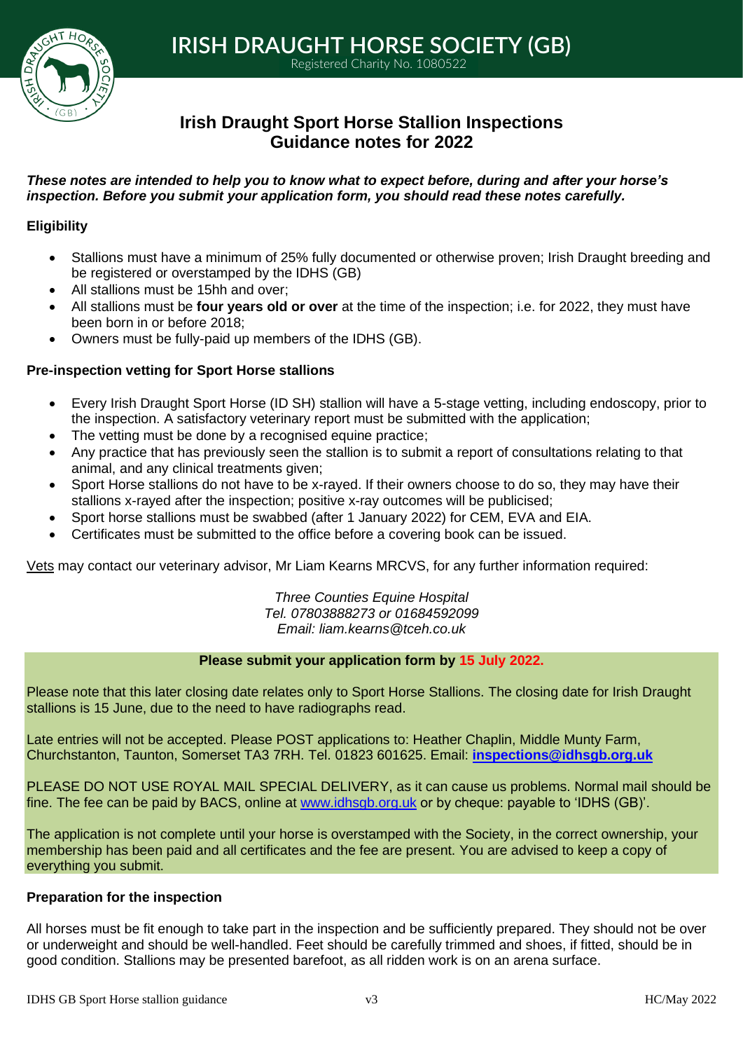# IRISH DRAUGHT HORSE SOCIETY (GB)

Registered Charity No. 1080522

## Irish Draught Sport Horse Stallion Inspections
## Guidance notes for 2022

***These notes are intended to help you to know what to expect before, during and after your horse's inspection. Before you submit your application form, you should read these notes carefully.***

### Eligibility

- Stallions must have a minimum of 25% fully documented or otherwise proven; Irish Draught breeding and be registered or overstamped by the IDHS (GB)
- All stallions must be 15hh and over;
- All stallions must be **four years old or over** at the time of the inspection; i.e. for 2022, they must have been born in or before 2018;
- Owners must be fully-paid up members of the IDHS (GB).

### Pre-inspection vetting for Sport Horse stallions

- Every Irish Draught Sport Horse (ID SH) stallion will have a 5-stage vetting, including endoscopy, prior to the inspection. A satisfactory veterinary report must be submitted with the application;
- The vetting must be done by a recognised equine practice;
- Any practice that has previously seen the stallion is to submit a report of consultations relating to that animal, and any clinical treatments given;
- Sport Horse stallions do not have to be x-rayed. If their owners choose to do so, they may have their stallions x-rayed after the inspection; positive x-ray outcomes will be publicised;
- Sport horse stallions must be swabbed (after 1 January 2022) for CEM, EVA and EIA.
- Certificates must be submitted to the office before a covering book can be issued.

Vets may contact our veterinary advisor, Mr Liam Kearns MRCVS, for any further information required:

*Three Counties Equine Hospital*
*Tel. 07803888273 or 01684592099*
*Email: liam.kearns@tceh.co.uk*

**Please submit your application form by 15 July 2022.**

Please note that this later closing date relates only to Sport Horse Stallions. The closing date for Irish Draught stallions is 15 June, due to the need to have radiographs read.

Late entries will not be accepted. Please POST applications to: Heather Chaplin, Middle Munty Farm, Churchstanton, Taunton, Somerset TA3 7RH. Tel. 01823 601625. Email: **inspections@idhsgb.org.uk**

PLEASE DO NOT USE ROYAL MAIL SPECIAL DELIVERY, as it can cause us problems. Normal mail should be fine. The fee can be paid by BACS, online at www.idhsgb.org.uk or by cheque: payable to 'IDHS (GB)'.

The application is not complete until your horse is overstamped with the Society, in the correct ownership, your membership has been paid and all certificates and the fee are present. You are advised to keep a copy of everything you submit.

### Preparation for the inspection

All horses must be fit enough to take part in the inspection and be sufficiently prepared. They should not be over or underweight and should be well-handled. Feet should be carefully trimmed and shoes, if fitted, should be in good condition. Stallions may be presented barefoot, as all ridden work is on an arena surface.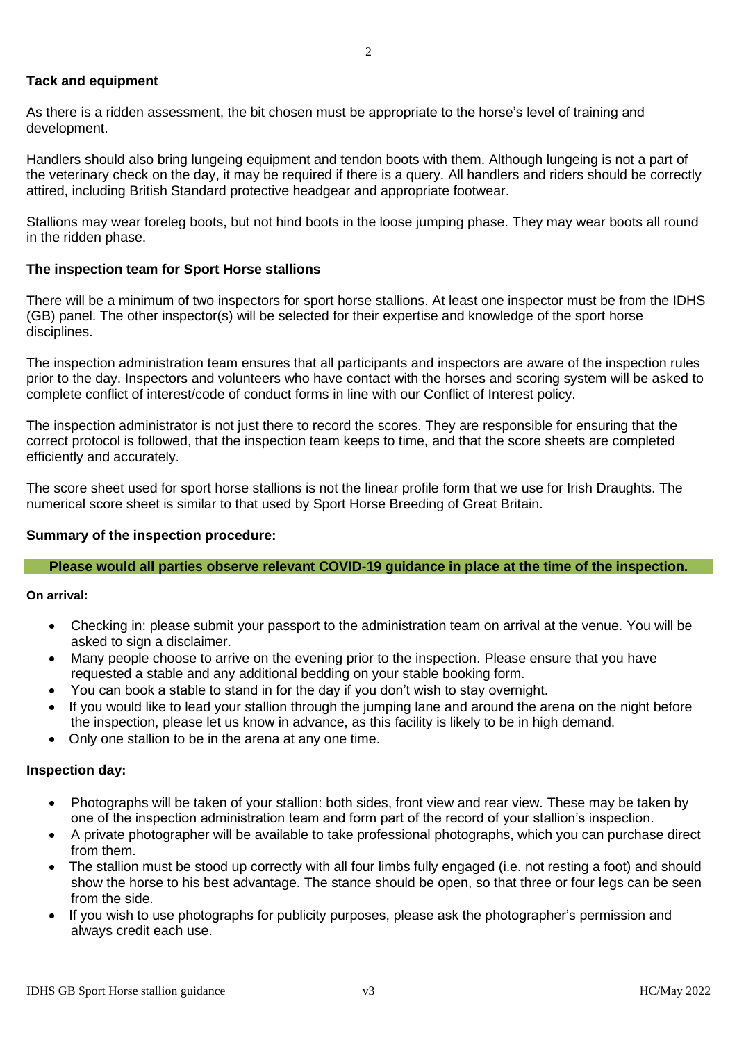**Tack and equipment**

As there is a ridden assessment, the bit chosen must be appropriate to the horse's level of training and development.

Handlers should also bring lungeing equipment and tendon boots with them. Although lungeing is not a part of the veterinary check on the day, it may be required if there is a query. All handlers and riders should be correctly attired, including British Standard protective headgear and appropriate footwear.

Stallions may wear foreleg boots, but not hind boots in the loose jumping phase. They may wear boots all round in the ridden phase.

**The inspection team for Sport Horse stallions**

There will be a minimum of two inspectors for sport horse stallions. At least one inspector must be from the IDHS (GB) panel. The other inspector(s) will be selected for their expertise and knowledge of the sport horse disciplines.

The inspection administration team ensures that all participants and inspectors are aware of the inspection rules prior to the day. Inspectors and volunteers who have contact with the horses and scoring system will be asked to complete conflict of interest/code of conduct forms in line with our Conflict of Interest policy.

The inspection administrator is not just there to record the scores. They are responsible for ensuring that the correct protocol is followed, that the inspection team keeps to time, and that the score sheets are completed efficiently and accurately.

The score sheet used for sport horse stallions is not the linear profile form that we use for Irish Draughts. The numerical score sheet is similar to that used by Sport Horse Breeding of Great Britain.

**Summary of the inspection procedure:**

**Please would all parties observe relevant COVID-19 guidance in place at the time of the inspection.**

**On arrival:**

- Checking in: please submit your passport to the administration team on arrival at the venue. You will be asked to sign a disclaimer.
- Many people choose to arrive on the evening prior to the inspection. Please ensure that you have requested a stable and any additional bedding on your stable booking form.
- You can book a stable to stand in for the day if you don't wish to stay overnight.
- If you would like to lead your stallion through the jumping lane and around the arena on the night before the inspection, please let us know in advance, as this facility is likely to be in high demand.
- Only one stallion to be in the arena at any one time.

**Inspection day:**

- Photographs will be taken of your stallion: both sides, front view and rear view. These may be taken by one of the inspection administration team and form part of the record of your stallion's inspection.
- A private photographer will be available to take professional photographs, which you can purchase direct from them.
- The stallion must be stood up correctly with all four limbs fully engaged (i.e. not resting a foot) and should show the horse to his best advantage. The stance should be open, so that three or four legs can be seen from the side.
- If you wish to use photographs for publicity purposes, please ask the photographer's permission and always credit each use.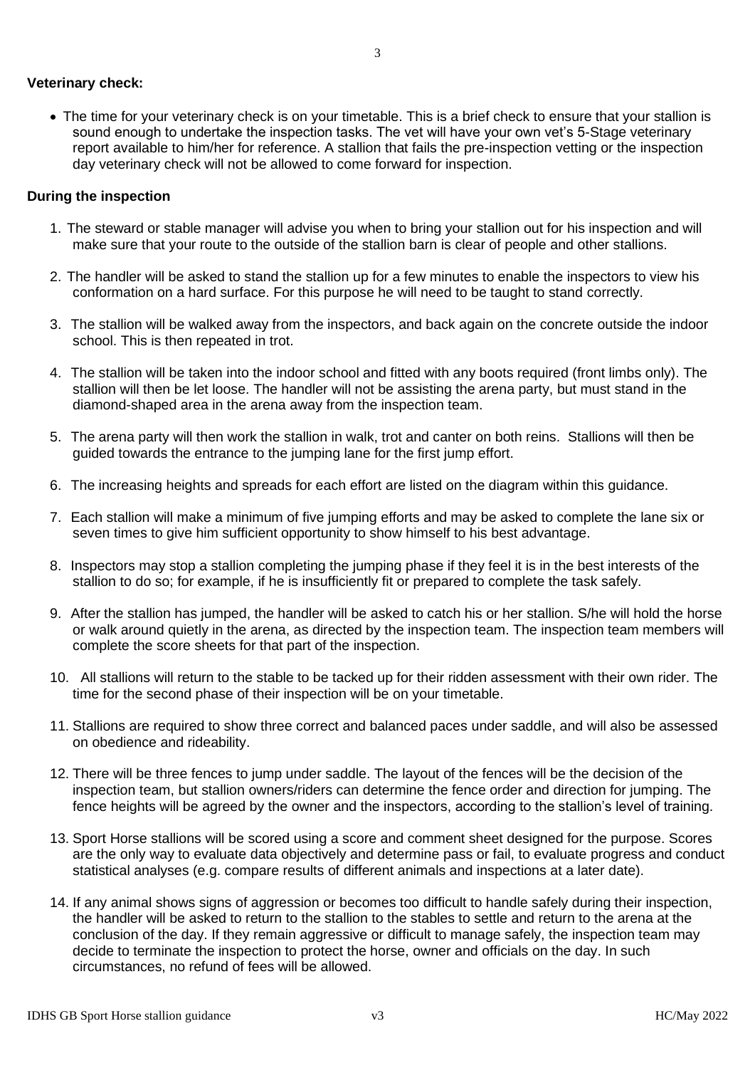**Veterinary check:**

- The time for your veterinary check is on your timetable. This is a brief check to ensure that your stallion is sound enough to undertake the inspection tasks. The vet will have your own vet's 5-Stage veterinary report available to him/her for reference. A stallion that fails the pre-inspection vetting or the inspection day veterinary check will not be allowed to come forward for inspection.

**During the inspection**

1. The steward or stable manager will advise you when to bring your stallion out for his inspection and will make sure that your route to the outside of the stallion barn is clear of people and other stallions.
2. The handler will be asked to stand the stallion up for a few minutes to enable the inspectors to view his conformation on a hard surface. For this purpose he will need to be taught to stand correctly.
3. The stallion will be walked away from the inspectors, and back again on the concrete outside the indoor school. This is then repeated in trot.
4. The stallion will be taken into the indoor school and fitted with any boots required (front limbs only). The stallion will then be let loose. The handler will not be assisting the arena party, but must stand in the diamond-shaped area in the arena away from the inspection team.
5. The arena party will then work the stallion in walk, trot and canter on both reins. Stallions will then be guided towards the entrance to the jumping lane for the first jump effort.
6. The increasing heights and spreads for each effort are listed on the diagram within this guidance.
7. Each stallion will make a minimum of five jumping efforts and may be asked to complete the lane six or seven times to give him sufficient opportunity to show himself to his best advantage.
8. Inspectors may stop a stallion completing the jumping phase if they feel it is in the best interests of the stallion to do so; for example, if he is insufficiently fit or prepared to complete the task safely.
9. After the stallion has jumped, the handler will be asked to catch his or her stallion. S/he will hold the horse or walk around quietly in the arena, as directed by the inspection team. The inspection team members will complete the score sheets for that part of the inspection.
10. All stallions will return to the stable to be tacked up for their ridden assessment with their own rider. The time for the second phase of their inspection will be on your timetable.
11. Stallions are required to show three correct and balanced paces under saddle, and will also be assessed on obedience and rideability.
12. There will be three fences to jump under saddle. The layout of the fences will be the decision of the inspection team, but stallion owners/riders can determine the fence order and direction for jumping. The fence heights will be agreed by the owner and the inspectors, according to the stallion's level of training.
13. Sport Horse stallions will be scored using a score and comment sheet designed for the purpose. Scores are the only way to evaluate data objectively and determine pass or fail, to evaluate progress and conduct statistical analyses (e.g. compare results of different animals and inspections at a later date).
14. If any animal shows signs of aggression or becomes too difficult to handle safely during their inspection, the handler will be asked to return to the stallion to the stables to settle and return to the arena at the conclusion of the day. If they remain aggressive or difficult to manage safely, the inspection team may decide to terminate the inspection to protect the horse, owner and officials on the day. In such circumstances, no refund of fees will be allowed.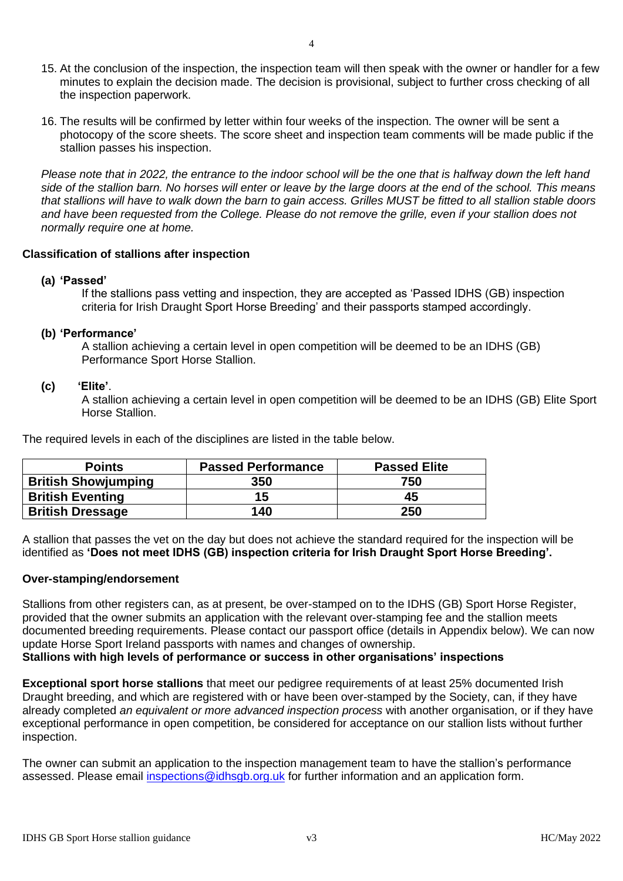15. At the conclusion of the inspection, the inspection team will then speak with the owner or handler for a few minutes to explain the decision made. The decision is provisional, subject to further cross checking of all the inspection paperwork.

16. The results will be confirmed by letter within four weeks of the inspection. The owner will be sent a photocopy of the score sheets. The score sheet and inspection team comments will be made public if the stallion passes his inspection.

*Please note that in 2022, the entrance to the indoor school will be the one that is halfway down the left hand side of the stallion barn. No horses will enter or leave by the large doors at the end of the school. This means that stallions will have to walk down the barn to gain access. Grilles MUST be fitted to all stallion stable doors and have been requested from the College. Please do not remove the grille, even if your stallion does not normally require one at home.*

**Classification of stallions after inspection**

**(a) 'Passed'**

If the stallions pass vetting and inspection, they are accepted as 'Passed IDHS (GB) inspection criteria for Irish Draught Sport Horse Breeding' and their passports stamped accordingly.

**(b) 'Performance'**

A stallion achieving a certain level in open competition will be deemed to be an IDHS (GB) Performance Sport Horse Stallion.

**(c) 'Elite'**.

A stallion achieving a certain level in open competition will be deemed to be an IDHS (GB) Elite Sport Horse Stallion.

The required levels in each of the disciplines are listed in the table below.

| Points | Passed Performance | Passed Elite |
|---|---|---|
| **British Showjumping** | **350** | **750** |
| **British Eventing** | **15** | **45** |
| **British Dressage** | **140** | **250** |

A stallion that passes the vet on the day but does not achieve the standard required for the inspection will be identified as **'Does not meet IDHS (GB) inspection criteria for Irish Draught Sport Horse Breeding'.**

**Over-stamping/endorsement**

Stallions from other registers can, as at present, be over-stamped on to the IDHS (GB) Sport Horse Register, provided that the owner submits an application with the relevant over-stamping fee and the stallion meets documented breeding requirements. Please contact our passport office (details in Appendix below). We can now update Horse Sport Ireland passports with names and changes of ownership.

**Stallions with high levels of performance or success in other organisations' inspections**

**Exceptional sport horse stallions** that meet our pedigree requirements of at least 25% documented Irish Draught breeding, and which are registered with or have been over-stamped by the Society, can, if they have already completed *an equivalent or more advanced inspection process* with another organisation, or if they have exceptional performance in open competition, be considered for acceptance on our stallion lists without further inspection.

The owner can submit an application to the inspection management team to have the stallion's performance assessed. Please email inspections@idhsgb.org.uk for further information and an application form.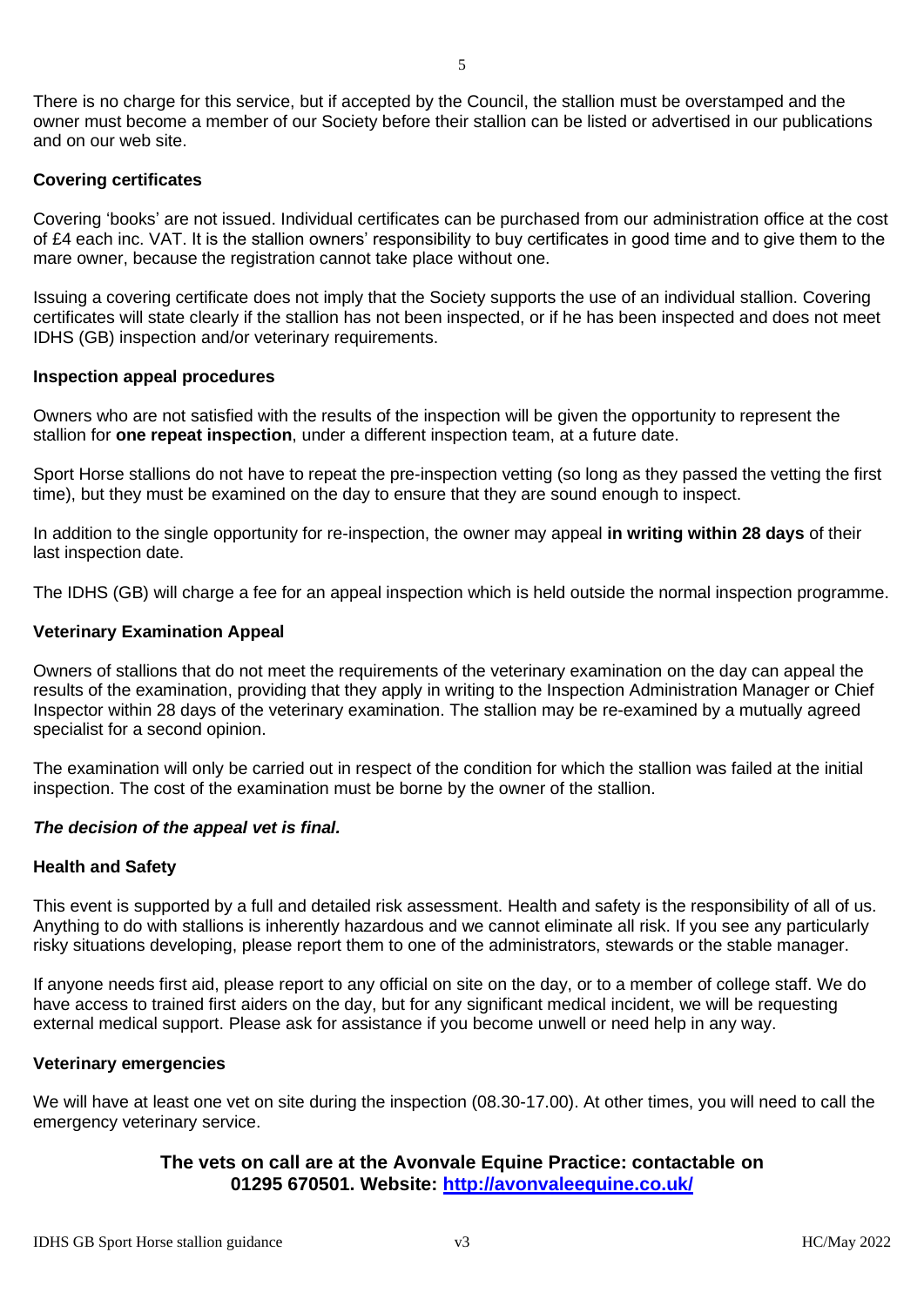There is no charge for this service, but if accepted by the Council, the stallion must be overstamped and the owner must become a member of our Society before their stallion can be listed or advertised in our publications and on our web site.

**Covering certificates**

Covering 'books' are not issued. Individual certificates can be purchased from our administration office at the cost of £4 each inc. VAT. It is the stallion owners' responsibility to buy certificates in good time and to give them to the mare owner, because the registration cannot take place without one.

Issuing a covering certificate does not imply that the Society supports the use of an individual stallion. Covering certificates will state clearly if the stallion has not been inspected, or if he has been inspected and does not meet IDHS (GB) inspection and/or veterinary requirements.

**Inspection appeal procedures**

Owners who are not satisfied with the results of the inspection will be given the opportunity to represent the stallion for **one repeat inspection**, under a different inspection team, at a future date.

Sport Horse stallions do not have to repeat the pre-inspection vetting (so long as they passed the vetting the first time), but they must be examined on the day to ensure that they are sound enough to inspect.

In addition to the single opportunity for re-inspection, the owner may appeal **in writing within 28 days** of their last inspection date.

The IDHS (GB) will charge a fee for an appeal inspection which is held outside the normal inspection programme.

**Veterinary Examination Appeal**

Owners of stallions that do not meet the requirements of the veterinary examination on the day can appeal the results of the examination, providing that they apply in writing to the Inspection Administration Manager or Chief Inspector within 28 days of the veterinary examination. The stallion may be re-examined by a mutually agreed specialist for a second opinion.

The examination will only be carried out in respect of the condition for which the stallion was failed at the initial inspection. The cost of the examination must be borne by the owner of the stallion.

***The decision of the appeal vet is final.***

**Health and Safety**

This event is supported by a full and detailed risk assessment. Health and safety is the responsibility of all of us. Anything to do with stallions is inherently hazardous and we cannot eliminate all risk. If you see any particularly risky situations developing, please report them to one of the administrators, stewards or the stable manager.

If anyone needs first aid, please report to any official on site on the day, or to a member of college staff. We do have access to trained first aiders on the day, but for any significant medical incident, we will be requesting external medical support. Please ask for assistance if you become unwell or need help in any way.

**Veterinary emergencies**

We will have at least one vet on site during the inspection (08.30-17.00). At other times, you will need to call the emergency veterinary service.

**The vets on call are at the Avonvale Equine Practice: contactable on 01295 670501. Website: [http://avonvaleequine.co.uk/](http://avonvaleequine.co.uk/)**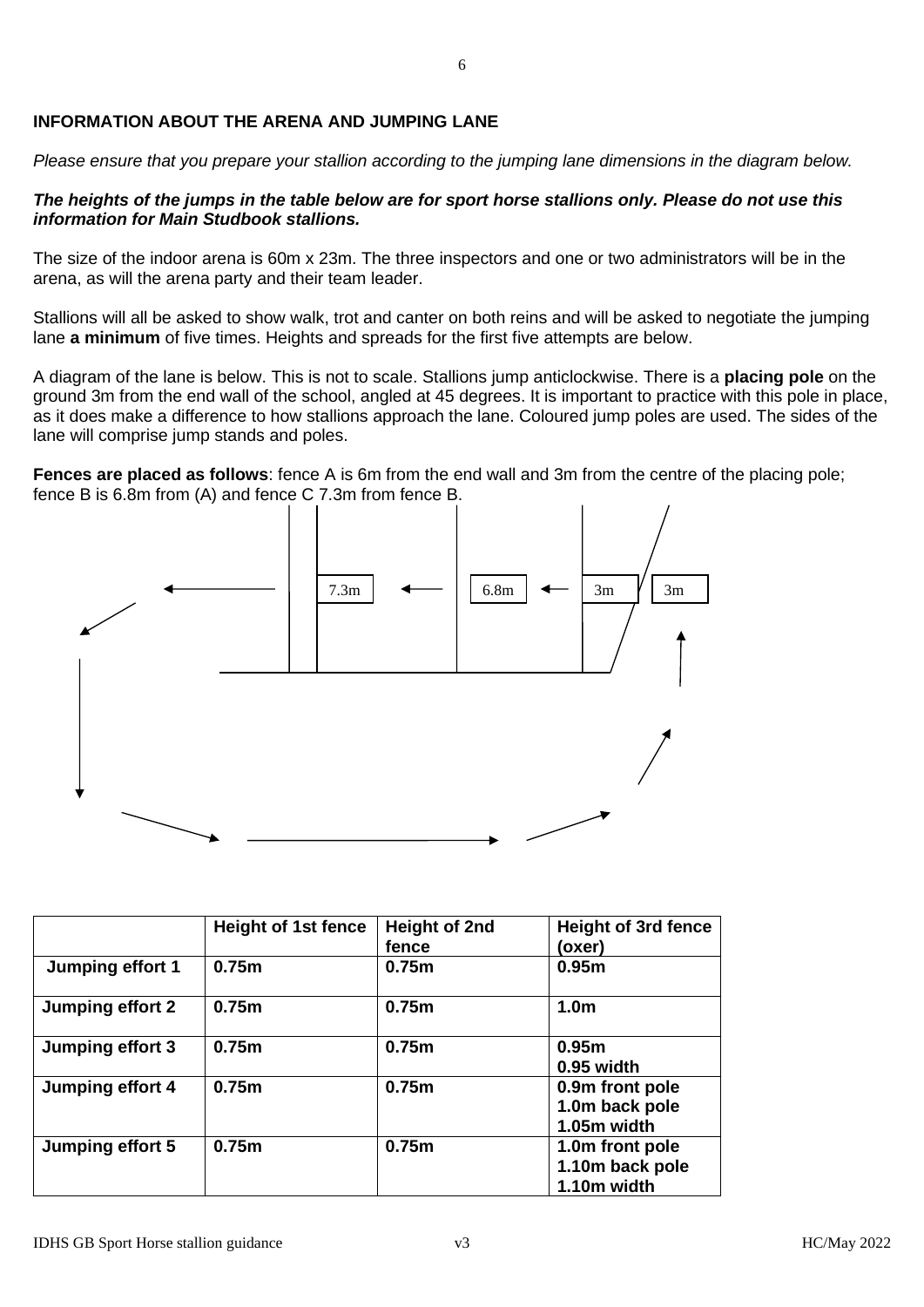**INFORMATION ABOUT THE ARENA AND JUMPING LANE**

*Please ensure that you prepare your stallion according to the jumping lane dimensions in the diagram below.*

***The heights of the jumps in the table below are for sport horse stallions only. Please do not use this information for Main Studbook stallions.***

The size of the indoor arena is 60m x 23m. The three inspectors and one or two administrators will be in the arena, as will the arena party and their team leader.

Stallions will all be asked to show walk, trot and canter on both reins and will be asked to negotiate the jumping lane **a minimum** of five times. Heights and spreads for the first five attempts are below.

A diagram of the lane is below. This is not to scale. Stallions jump anticlockwise. There is a **placing pole** on the ground 3m from the end wall of the school, angled at 45 degrees. It is important to practice with this pole in place, as it does make a difference to how stallions approach the lane. Coloured jump poles are used. The sides of the lane will comprise jump stands and poles.

**Fences are placed as follows**: fence A is 6m from the end wall and 3m from the centre of the placing pole; fence B is 6.8m from (A) and fence C 7.3m from fence B.

7.3m 6.8m 3m 3m

| | Height of 1st fence | Height of 2nd fence | Height of 3rd fence (oxer) |
|---|---|---|---|
| **Jumping effort 1** | **0.75m** | **0.75m** | **0.95m** |
| **Jumping effort 2** | **0.75m** | **0.75m** | **1.0m** |
| **Jumping effort 3** | **0.75m** | **0.75m** | **0.95m**<br>**0.95 width** |
| **Jumping effort 4** | **0.75m** | **0.75m** | **0.9m front pole**<br>**1.0m back pole**<br>**1.05m width** |
| **Jumping effort 5** | **0.75m** | **0.75m** | **1.0m front pole**<br>**1.10m back pole**<br>**1.10m width** |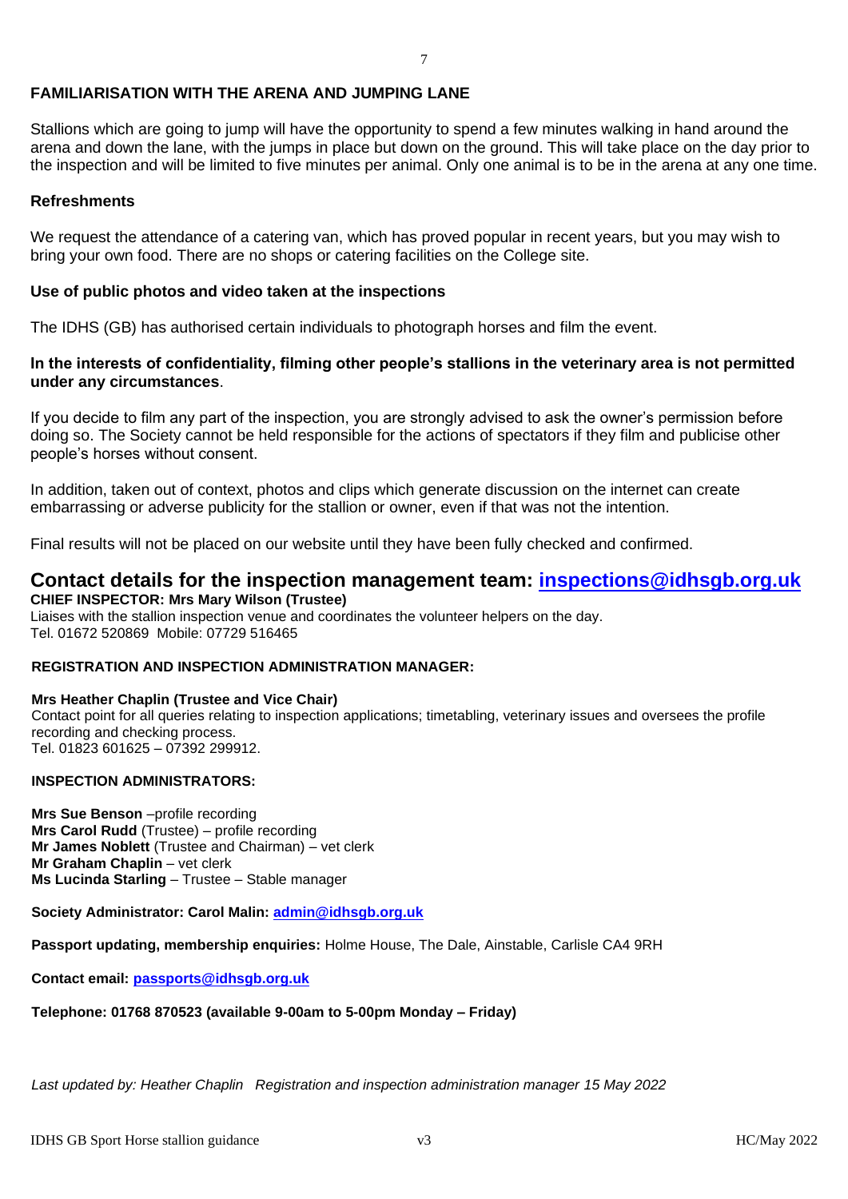## FAMILIARISATION WITH THE ARENA AND JUMPING LANE

Stallions which are going to jump will have the opportunity to spend a few minutes walking in hand around the arena and down the lane, with the jumps in place but down on the ground. This will take place on the day prior to the inspection and will be limited to five minutes per animal. Only one animal is to be in the arena at any one time.

### Refreshments

We request the attendance of a catering van, which has proved popular in recent years, but you may wish to bring your own food. There are no shops or catering facilities on the College site.

### Use of public photos and video taken at the inspections

The IDHS (GB) has authorised certain individuals to photograph horses and film the event.

**In the interests of confidentiality, filming other people's stallions in the veterinary area is not permitted under any circumstances**.

If you decide to film any part of the inspection, you are strongly advised to ask the owner's permission before doing so. The Society cannot be held responsible for the actions of spectators if they film and publicise other people's horses without consent.

In addition, taken out of context, photos and clips which generate discussion on the internet can create embarrassing or adverse publicity for the stallion or owner, even if that was not the intention.

Final results will not be placed on our website until they have been fully checked and confirmed.

## Contact details for the inspection management team: inspections@idhsgb.org.uk

**CHIEF INSPECTOR: Mrs Mary Wilson (Trustee)**
Liaises with the stallion inspection venue and coordinates the volunteer helpers on the day.
Tel. 01672 520869 Mobile: 07729 516465

**REGISTRATION AND INSPECTION ADMINISTRATION MANAGER:**

**Mrs Heather Chaplin (Trustee and Vice Chair)**
Contact point for all queries relating to inspection applications; timetabling, veterinary issues and oversees the profile recording and checking process.
Tel. 01823 601625 – 07392 299912.

**INSPECTION ADMINISTRATORS:**

**Mrs Sue Benson** –profile recording
**Mrs Carol Rudd** (Trustee) – profile recording
**Mr James Noblett** (Trustee and Chairman) – vet clerk
**Mr Graham Chaplin** – vet clerk
**Ms Lucinda Starling** – Trustee – Stable manager

**Society Administrator: Carol Malin: admin@idhsgb.org.uk**

**Passport updating, membership enquiries:** Holme House, The Dale, Ainstable, Carlisle CA4 9RH

**Contact email: passports@idhsgb.org.uk**

**Telephone: 01768 870523 (available 9-00am to 5-00pm Monday – Friday)**

*Last updated by: Heather Chaplin Registration and inspection administration manager 15 May 2022*